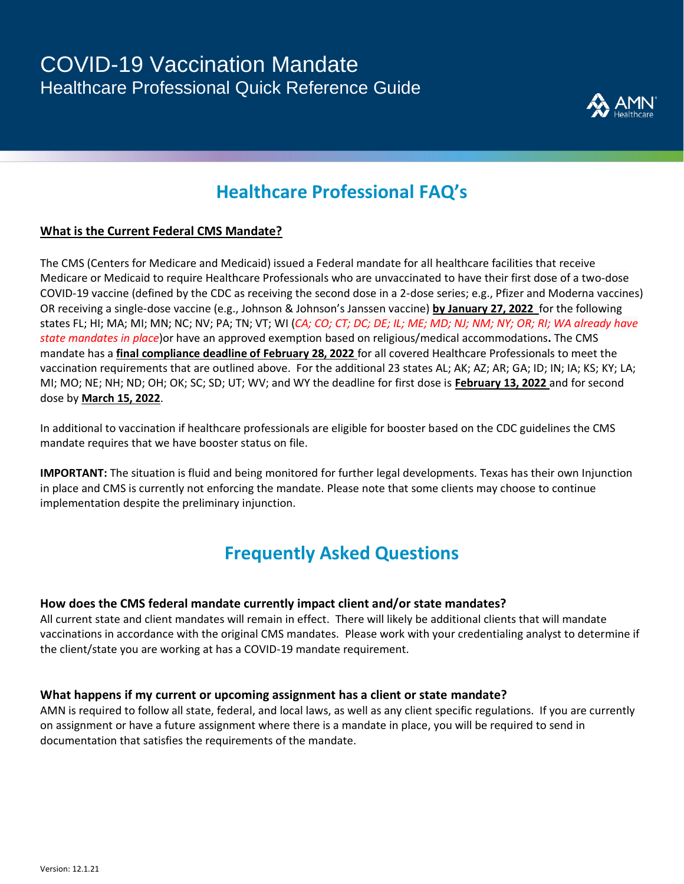# COVID-19 Vaccination Mandate

Healthcare Professional Quick Reference Guide

AMN Healthcare

## Healthcare Professional FAQ's

**What is the Current Federal CMS Mandate?**

The CMS (Centers for Medicare and Medicaid) issued a Federal mandate for all healthcare facilities that receive Medicare or Medicaid to require Healthcare Professionals who are unvaccinated to have their first dose of a two-dose COVID-19 vaccine (defined by the CDC as receiving the second dose in a 2-dose series; e.g., Pfizer and Moderna vaccines) OR receiving a single-dose vaccine (e.g., Johnson & Johnson's Janssen vaccine) **by January 27, 2022** for the following states FL; HI; MA; MI; MN; NC; NV; PA; TN; VT; WI (*CA; CO; CT; DC; DE; IL; ME; MD; NJ; NM; NY; OR; RI; WA already have state mandates in place*)or have an approved exemption based on religious/medical accommodations**.** The CMS mandate has a **final compliance deadline of February 28, 2022** for all covered Healthcare Professionals to meet the vaccination requirements that are outlined above. For the additional 23 states AL; AK; AZ; AR; GA; ID; IN; IA; KS; KY; LA; MI; MO; NE; NH; ND; OH; OK; SC; SD; UT; WV; and WY the deadline for first dose is **February 13, 2022** and for second dose by **March 15, 2022**.

In additional to vaccination if healthcare professionals are eligible for booster based on the CDC guidelines the CMS mandate requires that we have booster status on file.

**IMPORTANT:** The situation is fluid and being monitored for further legal developments. Texas has their own Injunction in place and CMS is currently not enforcing the mandate. Please note that some clients may choose to continue implementation despite the preliminary injunction.

## Frequently Asked Questions

### How does the CMS federal mandate currently impact client and/or state mandates?

All current state and client mandates will remain in effect. There will likely be additional clients that will mandate vaccinations in accordance with the original CMS mandates. Please work with your credentialing analyst to determine if the client/state you are working at has a COVID-19 mandate requirement.

### What happens if my current or upcoming assignment has a client or state mandate?

AMN is required to follow all state, federal, and local laws, as well as any client specific regulations. If you are currently on assignment or have a future assignment where there is a mandate in place, you will be required to send in documentation that satisfies the requirements of the mandate.

Version: 12.1.21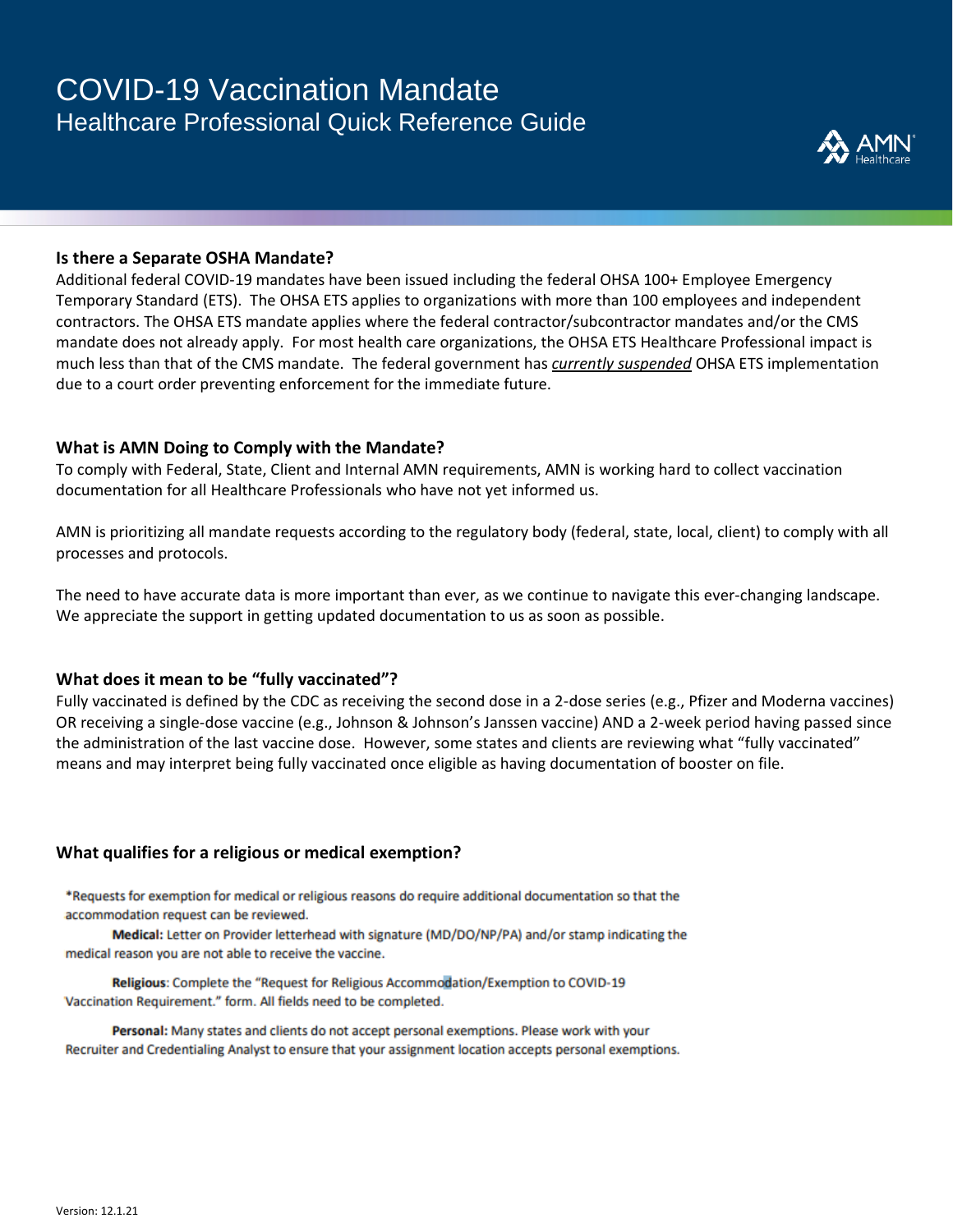# COVID-19 Vaccination Mandate

## Healthcare Professional Quick Reference Guide

### Is there a Separate OSHA Mandate?

Additional federal COVID-19 mandates have been issued including the federal OHSA 100+ Employee Emergency Temporary Standard (ETS). The OHSA ETS applies to organizations with more than 100 employees and independent contractors. The OHSA ETS mandate applies where the federal contractor/subcontractor mandates and/or the CMS mandate does not already apply. For most health care organizations, the OHSA ETS Healthcare Professional impact is much less than that of the CMS mandate. The federal government has ***currently suspended*** OHSA ETS implementation due to a court order preventing enforcement for the immediate future.

### What is AMN Doing to Comply with the Mandate?

To comply with Federal, State, Client and Internal AMN requirements, AMN is working hard to collect vaccination documentation for all Healthcare Professionals who have not yet informed us.

AMN is prioritizing all mandate requests according to the regulatory body (federal, state, local, client) to comply with all processes and protocols.

The need to have accurate data is more important than ever, as we continue to navigate this ever-changing landscape. We appreciate the support in getting updated documentation to us as soon as possible.

### What does it mean to be "fully vaccinated"?

Fully vaccinated is defined by the CDC as receiving the second dose in a 2-dose series (e.g., Pfizer and Moderna vaccines) OR receiving a single-dose vaccine (e.g., Johnson & Johnson's Janssen vaccine) AND a 2-week period having passed since the administration of the last vaccine dose. However, some states and clients are reviewing what "fully vaccinated" means and may interpret being fully vaccinated once eligible as having documentation of booster on file.

### What qualifies for a religious or medical exemption?

*Requests for exemption for medical or religious reasons do require additional documentation so that the accommodation request can be reviewed.

**Medical:** Letter on Provider letterhead with signature (MD/DO/NP/PA) and/or stamp indicating the medical reason you are not able to receive the vaccine.

**Religious**: Complete the "Request for Religious Accommodation/Exemption to COVID-19 Vaccination Requirement." form. All fields need to be completed.

**Personal:** Many states and clients do not accept personal exemptions. Please work with your Recruiter and Credentialing Analyst to ensure that your assignment location accepts personal exemptions.

Version: 12.1.21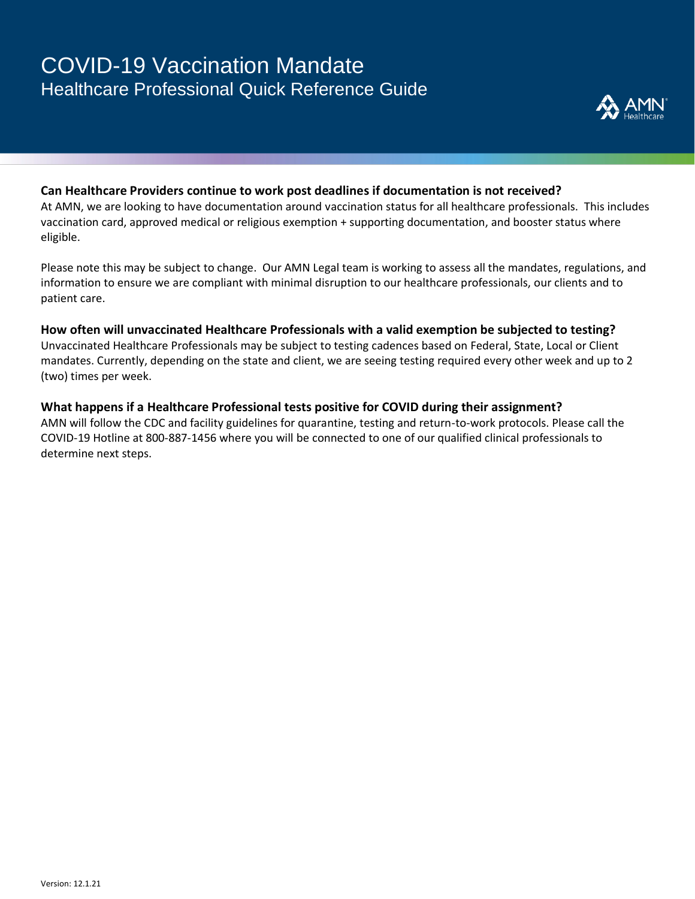# COVID-19 Vaccination Mandate
## Healthcare Professional Quick Reference Guide

**Can Healthcare Providers continue to work post deadlines if documentation is not received?**

At AMN, we are looking to have documentation around vaccination status for all healthcare professionals. This includes vaccination card, approved medical or religious exemption + supporting documentation, and booster status where eligible.

Please note this may be subject to change. Our AMN Legal team is working to assess all the mandates, regulations, and information to ensure we are compliant with minimal disruption to our healthcare professionals, our clients and to patient care.

**How often will unvaccinated Healthcare Professionals with a valid exemption be subjected to testing?**

Unvaccinated Healthcare Professionals may be subject to testing cadences based on Federal, State, Local or Client mandates. Currently, depending on the state and client, we are seeing testing required every other week and up to 2 (two) times per week.

**What happens if a Healthcare Professional tests positive for COVID during their assignment?**

AMN will follow the CDC and facility guidelines for quarantine, testing and return-to-work protocols. Please call the COVID-19 Hotline at 800-887-1456 where you will be connected to one of our qualified clinical professionals to determine next steps.

Version: 12.1.21